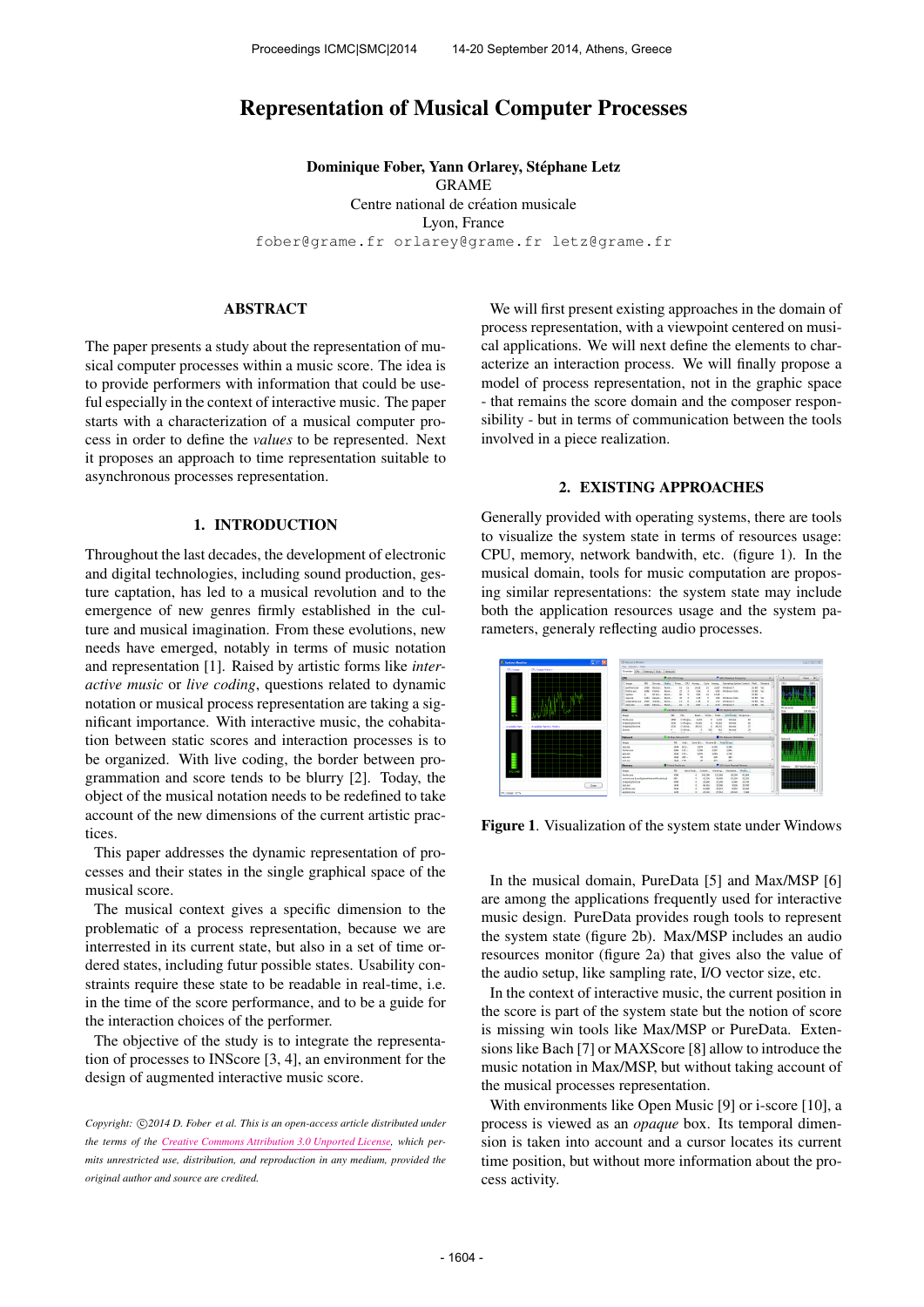# Representation of Musical Computer Processes

**Dominique Fober, Yann Orlarey, Stéphane Letz**
GRAME
Centre national de création musicale
Lyon, France
fober@grame.fr orlarey@grame.fr letz@grame.fr

## ABSTRACT

The paper presents a study about the representation of musical computer processes within a music score. The idea is to provide performers with information that could be useful especially in the context of interactive music. The paper starts with a characterization of a musical computer process in order to define the *values* to be represented. Next it proposes an approach to time representation suitable to asynchronous processes representation.

## 1. INTRODUCTION

Throughout the last decades, the development of electronic and digital technologies, including sound production, gesture captation, has led to a musical revolution and to the emergence of new genres firmly established in the culture and musical imagination. From these evolutions, new needs have emerged, notably in terms of music notation and representation [1]. Raised by artistic forms like *interactive music* or *live coding*, questions related to dynamic notation or musical process representation are taking a significant importance. With interactive music, the cohabitation between static scores and interaction processes is to be organized. With live coding, the border between programmation and score tends to be blurry [2]. Today, the object of the musical notation needs to be redefined to take account of the new dimensions of the current artistic practices.

This paper addresses the dynamic representation of processes and their states in the single graphical space of the musical score.

The musical context gives a specific dimension to the problematic of a process representation, because we are interrested in its current state, but also in a set of time ordered states, including futur possible states. Usability constraints require these state to be readable in real-time, i.e. in the time of the score performance, and to be a guide for the interaction choices of the performer.

The objective of the study is to integrate the representation of processes to INScore [3, 4], an environment for the design of augmented interactive music score.

*Copyright: ©2014 D. Fober et al. This is an open-access article distributed under the terms of the Creative Commons Attribution 3.0 Unported License, which permits unrestricted use, distribution, and reproduction in any medium, provided the original author and source are credited.*

We will first present existing approaches in the domain of process representation, with a viewpoint centered on musical applications. We will next define the elements to characterize an interaction process. We will finally propose a model of process representation, not in the graphic space - that remains the score domain and the composer responsibility - but in terms of communication between the tools involved in a piece realization.

## 2. EXISTING APPROACHES

Generally provided with operating systems, there are tools to visualize the system state in terms of resources usage: CPU, memory, network bandwidth, etc. (figure 1). In the musical domain, tools for music computation are proposing similar representations: the system state may include both the application resources usage and the system parameters, generaly reflecting audio processes.

**Figure 1**. Visualization of the system state under Windows

In the musical domain, PureData [5] and Max/MSP [6] are among the applications frequently used for interactive music design. PureData provides rough tools to represent the system state (figure 2b). Max/MSP includes an audio resources monitor (figure 2a) that gives also the value of the audio setup, like sampling rate, I/O vector size, etc.

In the context of interactive music, the current position in the score is part of the system state but the notion of score is missing win tools like Max/MSP or PureData. Extensions like Bach [7] or MAXScore [8] allow to introduce the music notation in Max/MSP, but without taking account of the musical processes representation.

With environments like Open Music [9] or i-score [10], a process is viewed as an *opaque* box. Its temporal dimension is taken into account and a cursor locates its current time position, but without more information about the process activity.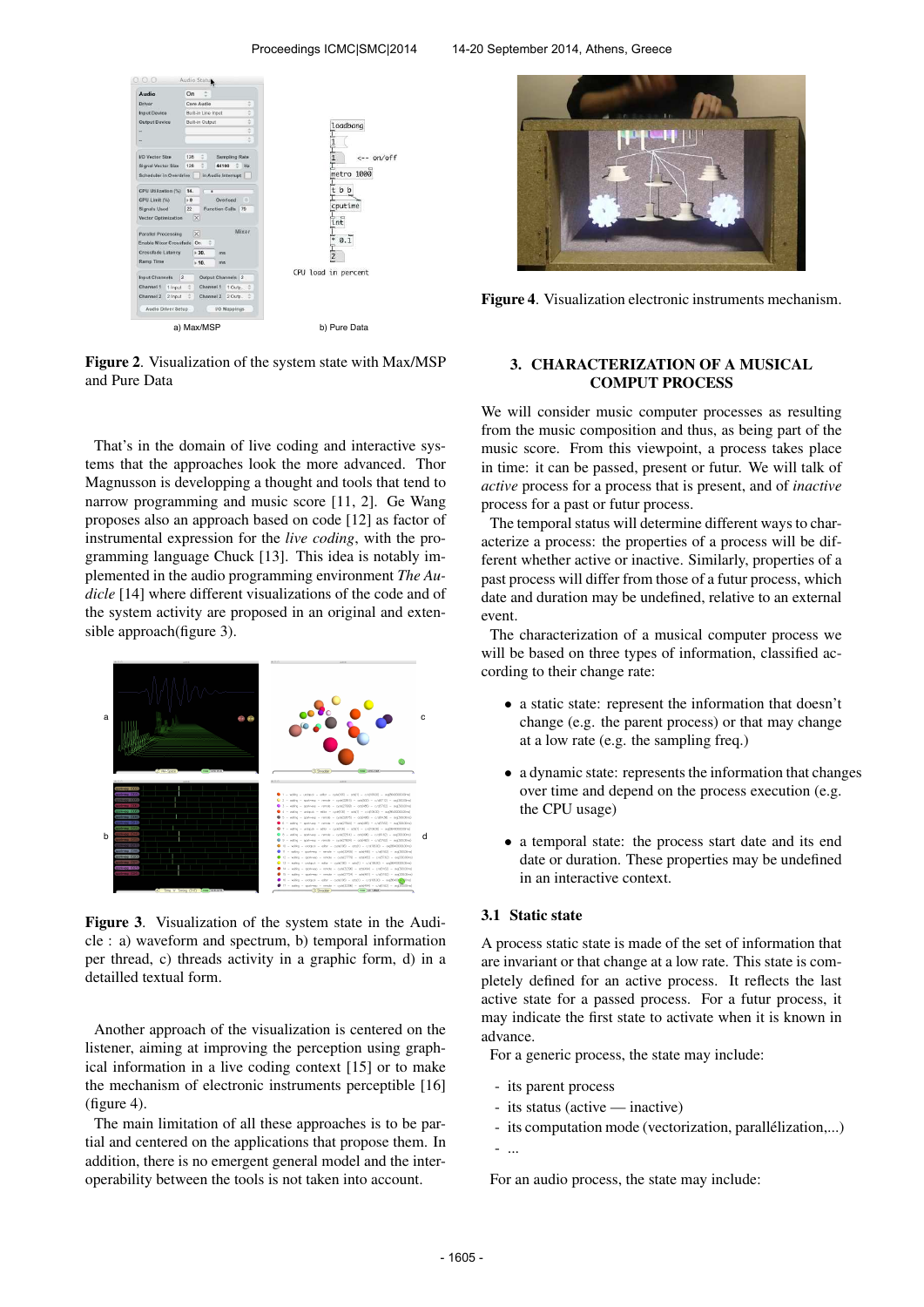a) Max/MSP

b) Pure Data

**Figure 2**. Visualization of the system state with Max/MSP and Pure Data

That's in the domain of live coding and interactive systems that the approaches look the more advanced. Thor Magnusson is developping a thought and tools that tend to narrow programming and music score [11, 2]. Ge Wang proposes also an approach based on code [12] as factor of instrumental expression for the *live coding*, with the programming language Chuck [13]. This idea is notably implemented in the audio programming environment *The Audicle* [14] where different visualizations of the code and of the system activity are proposed in an original and extensible approach(figure 3).

**Figure 3**. Visualization of the system state in the Audicle : a) waveform and spectrum, b) temporal information per thread, c) threads activity in a graphic form, d) in a detailled textual form.

Another approach of the visualization is centered on the listener, aiming at improving the perception using graphical information in a live coding context [15] or to make the mechanism of electronic instruments perceptible [16] (figure 4).

The main limitation of all these approaches is to be partial and centered on the applications that propose them. In addition, there is no emergent general model and the interoperability between the tools is not taken into account.

**Figure 4**. Visualization electronic instruments mechanism.

## 3. CHARACTERIZATION OF A MUSICAL COMPUT PROCESS

We will consider music computer processes as resulting from the music composition and thus, as being part of the music score. From this viewpoint, a process takes place in time: it can be passed, present or futur. We will talk of *active* process for a process that is present, and of *inactive* process for a past or futur process.

The temporal status will determine different ways to characterize a process: the properties of a process will be different whether active or inactive. Similarly, properties of a past process will differ from those of a futur process, which date and duration may be undefined, relative to an external event.

The characterization of a musical computer process we will be based on three types of information, classified according to their change rate:

- a static state: represent the information that doesn't change (e.g. the parent process) or that may change at a low rate (e.g. the sampling freq.)
- a dynamic state: represents the information that changes over time and depend on the process execution (e.g. the CPU usage)
- a temporal state: the process start date and its end date or duration. These properties may be undefined in an interactive context.

### 3.1 Static state

A process static state is made of the set of information that are invariant or that change at a low rate. This state is completely defined for an active process. It reflects the last active state for a passed process. For a futur process, it may indicate the first state to activate when it is known in advance.

For a generic process, the state may include:

- its parent process
- its status (active — inactive)
- its computation mode (vectorization, parallélization,...)
- ...

For an audio process, the state may include: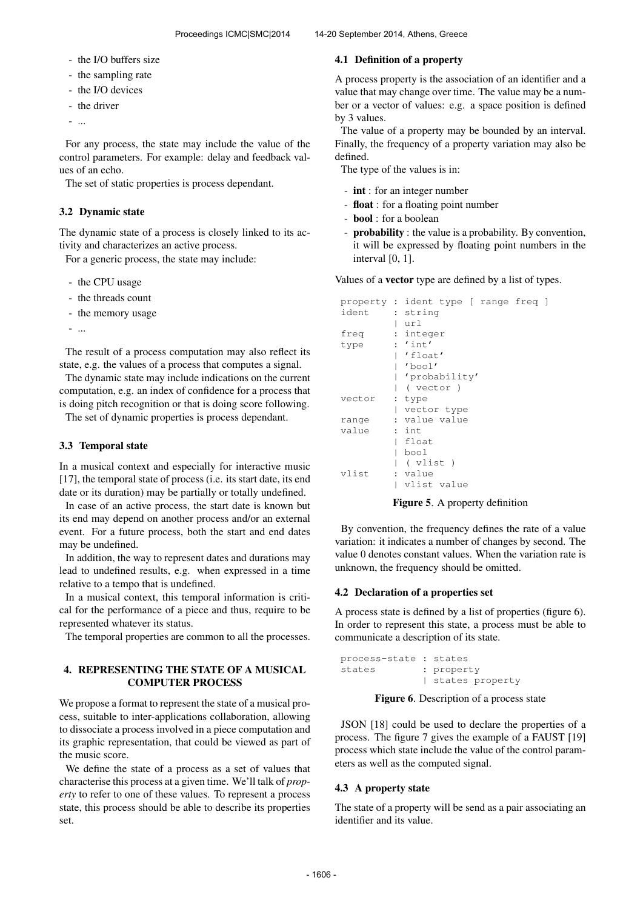- the I/O buffers size
- the sampling rate
- the I/O devices
- the driver
- ...

For any process, the state may include the value of the control parameters. For example: delay and feedback values of an echo.

The set of static properties is process dependant.

### 3.2 Dynamic state

The dynamic state of a process is closely linked to its activity and characterizes an active process.

For a generic process, the state may include:

- the CPU usage
- the threads count
- the memory usage
- ...

The result of a process computation may also reflect its state, e.g. the values of a process that computes a signal.

The dynamic state may include indications on the current computation, e.g. an index of confidence for a process that is doing pitch recognition or that is doing score following.

The set of dynamic properties is process dependant.

### 3.3 Temporal state

In a musical context and especially for interactive music [17], the temporal state of process (i.e. its start date, its end date or its duration) may be partially or totally undefined.

In case of an active process, the start date is known but its end may depend on another process and/or an external event. For a future process, both the start and end dates may be undefined.

In addition, the way to represent dates and durations may lead to undefined results, e.g. when expressed in a time relative to a tempo that is undefined.

In a musical context, this temporal information is critical for the performance of a piece and thus, require to be represented whatever its status.

The temporal properties are common to all the processes.

## 4. REPRESENTING THE STATE OF A MUSICAL COMPUTER PROCESS

We propose a format to represent the state of a musical process, suitable to inter-applications collaboration, allowing to dissociate a process involved in a piece computation and its graphic representation, that could be viewed as part of the music score.

We define the state of a process as a set of values that characterise this process at a given time. We'll talk of *property* to refer to one of these values. To represent a process state, this process should be able to describe its properties set.

### 4.1 Definition of a property

A process property is the association of an identifier and a value that may change over time. The value may be a number or a vector of values: e.g. a space position is defined by 3 values.

The value of a property may be bounded by an interval. Finally, the frequency of a property variation may also be defined.

The type of the values is in:

- **int** : for an integer number
- **float** : for a floating point number
- **bool** : for a boolean
- **probability** : the value is a probability. By convention, it will be expressed by floating point numbers in the interval [0, 1].

Values of a **vector** type are defined by a list of types.

```
property : ident type [ range freq ]
ident    : string
         | url
freq     : integer
type     : 'int'
         | 'float'
         | 'bool'
         | 'probability'
         | ( vector )
vector   : type
         | vector type
range    : value value
value    : int
         | float
         | bool
         | ( vlist )
vlist    : value
         | vlist value
```

**Figure 5**. A property definition

By convention, the frequency defines the rate of a value variation: it indicates a number of changes by second. The value 0 denotes constant values. When the variation rate is unknown, the frequency should be omitted.

### 4.2 Declaration of a properties set

A process state is defined by a list of properties (figure 6). In order to represent this state, a process must be able to communicate a description of its state.

```
process-state : states
states        : property
              | states property
```

**Figure 6**. Description of a process state

JSON [18] could be used to declare the properties of a process. The figure 7 gives the example of a FAUST [19] process which state include the value of the control parameters as well as the computed signal.

### 4.3 A property state

The state of a property will be send as a pair associating an identifier and its value.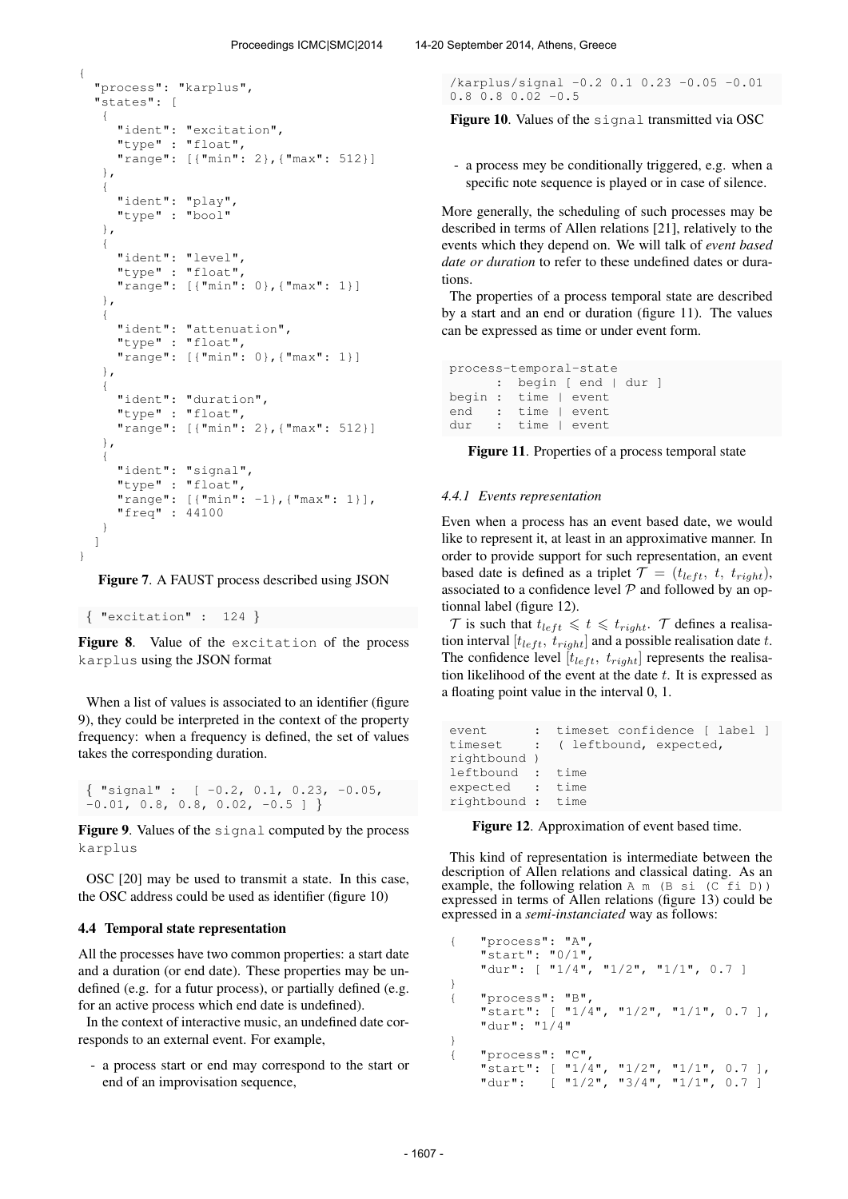```
{
  "process": "karplus",
  "states": [
    {
      "ident": "excitation",
      "type" : "float",
      "range": [{"min": 2},{"max": 512}]
    },
    {
      "ident": "play",
      "type" : "bool"
    },
    {
      "ident": "level",
      "type" : "float",
      "range": [{"min": 0},{"max": 1}]
    },
    {
      "ident": "attenuation",
      "type" : "float",
      "range": [{"min": 0},{"max": 1}]
    },
    {
      "ident": "duration",
      "type" : "float",
      "range": [{"min": 2},{"max": 512}]
    },
    {
      "ident": "signal",
      "type" : "float",
      "range": [{"min": -1},{"max": 1}],
      "freq" : 44100
    }
  ]
}
```

**Figure 7**. A FAUST process described using JSON

```
{ "excitation" :  124 }
```

**Figure 8**. Value of the `excitation` of the process `karplus` using the JSON format

When a list of values is associated to an identifier (figure 9), they could be interpreted in the context of the property frequency: when a frequency is defined, the set of values takes the corresponding duration.

```
{ "signal" :  [ -0.2, 0.1, 0.23, -0.05,
-0.01, 0.8, 0.8, 0.02, -0.5 ] }
```

**Figure 9**. Values of the `signal` computed by the process `karplus`

OSC [20] may be used to transmit a state. In this case, the OSC address could be used as identifier (figure 10)

```
/karplus/signal -0.2 0.1 0.23 -0.05 -0.01
0.8 0.8 0.02 -0.5
```

**Figure 10**. Values of the `signal` transmitted via OSC

### 4.4 Temporal state representation

All the processes have two common properties: a start date and a duration (or end date). These properties may be undefined (e.g. for a futur process), or partially defined (e.g. for an active process which end date is undefined).

In the context of interactive music, an undefined date corresponds to an external event. For example,

- a process start or end may correspond to the start or end of an improvisation sequence,
- a process mey be conditionally triggered, e.g. when a specific note sequence is played or in case of silence.

More generally, the scheduling of such processes may be described in terms of Allen relations [21], relatively to the events which they depend on. We will talk of *event based date or duration* to refer to these undefined dates or durations.

The properties of a process temporal state are described by a start and an end or duration (figure 11). The values can be expressed as time or under event form.

```
process-temporal-state
      :  begin [ end | dur ]
begin :  time | event
end   :  time | event
dur   :  time | event
```

**Figure 11**. Properties of a process temporal state

#### 4.4.1 Events representation

Even when a process has an event based date, we would like to represent it, at least in an approximative manner. In order to provide support for such representation, an event based date is defined as a triplet $\mathcal{T} = (t_{left},\ t,\ t_{right})$, associated to a confidence level $\mathcal{P}$ and followed by an optionnal label (figure 12).

$\mathcal{T}$ is such that $t_{left} \leqslant t \leqslant t_{right}$. $\mathcal{T}$ defines a realisation interval $[t_{left},\ t_{right}]$ and a possible realisation date $t$. The confidence level $[t_{left},\ t_{right}]$ represents the realisation likelihood of the event at the date $t$. It is expressed as a floating point value in the interval 0, 1.

```
event      :  timeset confidence [ label ]
timeset    :  ( leftbound, expected,
rightbound )
leftbound  :  time
expected   :  time
rightbound :  time
```

**Figure 12**. Approximation of event based time.

This kind of representation is intermediate between the description of Allen relations and classical dating. As an example, the following relation `A m (B si (C fi D))` expressed in terms of Allen relations (figure 13) could be expressed in a *semi-instanciated* way as follows:

```
{    "process": "A",
     "start": "0/1",
     "dur": [ "1/4", "1/2", "1/1", 0.7 ]
}
{    "process": "B",
     "start": [ "1/4", "1/2", "1/1", 0.7 ],
     "dur": "1/4"
}
{    "process": "C",
     "start": [ "1/4", "1/2", "1/1", 0.7 ],
     "dur":   [ "1/2", "3/4", "1/1", 0.7 ]
```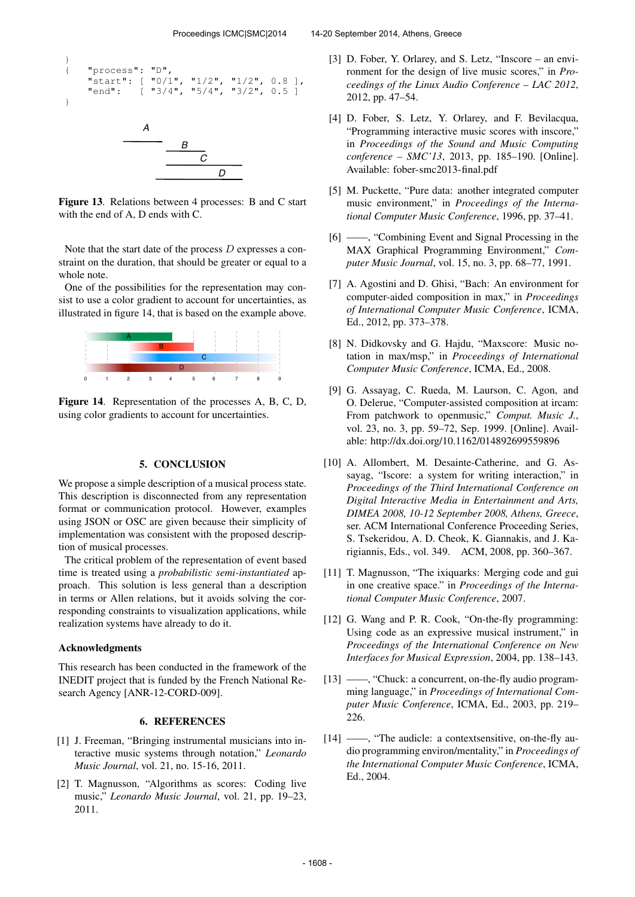```
}
{     "process": "D",
      "start": [ "0/1", "1/2", "1/2", 0.8 ],
      "end":   [ "3/4", "5/4", "3/2", 0.5 ]
}
```

**Figure 13**. Relations between 4 processes: B and C start with the end of A, D ends with C.

Note that the start date of the process $D$ expresses a constraint on the duration, that should be greater or equal to a whole note.

One of the possibilities for the representation may consist to use a color gradient to account for uncertainties, as illustrated in figure 14, that is based on the example above.

**Figure 14**. Representation of the processes A, B, C, D, using color gradients to account for uncertainties.

## 5. CONCLUSION

We propose a simple description of a musical process state. This description is disconnected from any representation format or communication protocol. However, examples using JSON or OSC are given because their simplicity of implementation was consistent with the proposed description of musical processes.

The critical problem of the representation of event based time is treated using a *probabilistic semi-instantiated* approach. This solution is less general than a description in terms or Allen relations, but it avoids solving the corresponding constraints to visualization applications, while realization systems have already to do it.

### Acknowledgments

This research has been conducted in the framework of the INEDIT project that is funded by the French National Research Agency [ANR-12-CORD-009].

## 6. REFERENCES

[1] J. Freeman, "Bringing instrumental musicians into interactive music systems through notation," *Leonardo Music Journal*, vol. 21, no. 15-16, 2011.

[2] T. Magnusson, "Algorithms as scores: Coding live music," *Leonardo Music Journal*, vol. 21, pp. 19–23, 2011.

[3] D. Fober, Y. Orlarey, and S. Letz, "Inscore – an environment for the design of live music scores," in *Proceedings of the Linux Audio Conference – LAC 2012*, 2012, pp. 47–54.

[4] D. Fober, S. Letz, Y. Orlarey, and F. Bevilacqua, "Programming interactive music scores with inscore," in *Proceedings of the Sound and Music Computing conference – SMC'13*, 2013, pp. 185–190. [Online]. Available: fober-smc2013-final.pdf

[5] M. Puckette, "Pure data: another integrated computer music environment," in *Proceedings of the International Computer Music Conference*, 1996, pp. 37–41.

[6] ——, "Combining Event and Signal Processing in the MAX Graphical Programming Environment," *Computer Music Journal*, vol. 15, no. 3, pp. 68–77, 1991.

[7] A. Agostini and D. Ghisi, "Bach: An environment for computer-aided composition in max," in *Proceedings of International Computer Music Conference*, ICMA, Ed., 2012, pp. 373–378.

[8] N. Didkovsky and G. Hajdu, "Maxscore: Music notation in max/msp," in *Proceedings of International Computer Music Conference*, ICMA, Ed., 2008.

[9] G. Assayag, C. Rueda, M. Laurson, C. Agon, and O. Delerue, "Computer-assisted composition at ircam: From patchwork to openmusic," *Comput. Music J.*, vol. 23, no. 3, pp. 59–72, Sep. 1999. [Online]. Available: http://dx.doi.org/10.1162/014892699559896

[10] A. Allombert, M. Desainte-Catherine, and G. Assayag, "Iscore: a system for writing interaction," in *Proceedings of the Third International Conference on Digital Interactive Media in Entertainment and Arts, DIMEA 2008, 10-12 September 2008, Athens, Greece*, ser. ACM International Conference Proceeding Series, S. Tsekeridou, A. D. Cheok, K. Giannakis, and J. Karigiannis, Eds., vol. 349. ACM, 2008, pp. 360–367.

[11] T. Magnusson, "The ixiquarks: Merging code and gui in one creative space." in *Proceedings of the International Computer Music Conference*, 2007.

[12] G. Wang and P. R. Cook, "On-the-fly programming: Using code as an expressive musical instrument," in *Proceedings of the International Conference on New Interfaces for Musical Expression*, 2004, pp. 138–143.

[13] ——, "Chuck: a concurrent, on-the-fly audio programming language," in *Proceedings of International Computer Music Conference*, ICMA, Ed., 2003, pp. 219–226.

[14] ——, "The audicle: a contextsensitive, on-the-fly audio programming environ/mentality," in *Proceedings of the International Computer Music Conference*, ICMA, Ed., 2004.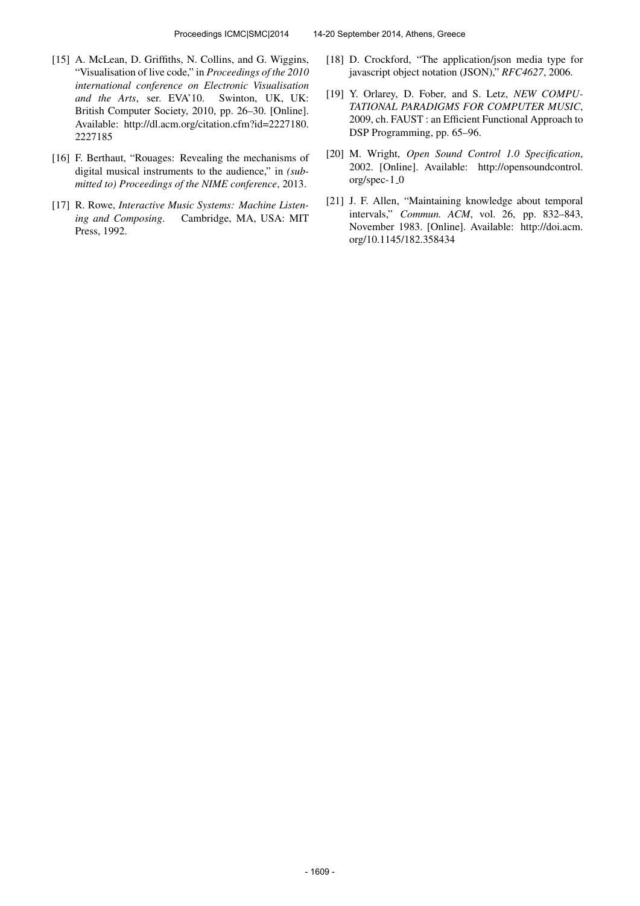[15] A. McLean, D. Griffiths, N. Collins, and G. Wiggins, "Visualisation of live code," in *Proceedings of the 2010 international conference on Electronic Visualisation and the Arts*, ser. EVA'10. Swinton, UK, UK: British Computer Society, 2010, pp. 26–30. [Online]. Available: http://dl.acm.org/citation.cfm?id=2227180.2227185

[16] F. Berthaut, "Rouages: Revealing the mechanisms of digital musical instruments to the audience," in *(submitted to) Proceedings of the NIME conference*, 2013.

[17] R. Rowe, *Interactive Music Systems: Machine Listening and Composing*. Cambridge, MA, USA: MIT Press, 1992.

[18] D. Crockford, "The application/json media type for javascript object notation (JSON)," *RFC4627*, 2006.

[19] Y. Orlarey, D. Fober, and S. Letz, *NEW COMPUTATIONAL PARADIGMS FOR COMPUTER MUSIC*, 2009, ch. FAUST : an Efficient Functional Approach to DSP Programming, pp. 65–96.

[20] M. Wright, *Open Sound Control 1.0 Specification*, 2002. [Online]. Available: http://opensoundcontrol.org/spec-1_0

[21] J. F. Allen, "Maintaining knowledge about temporal intervals," *Commun. ACM*, vol. 26, pp. 832–843, November 1983. [Online]. Available: http://doi.acm.org/10.1145/182.358434